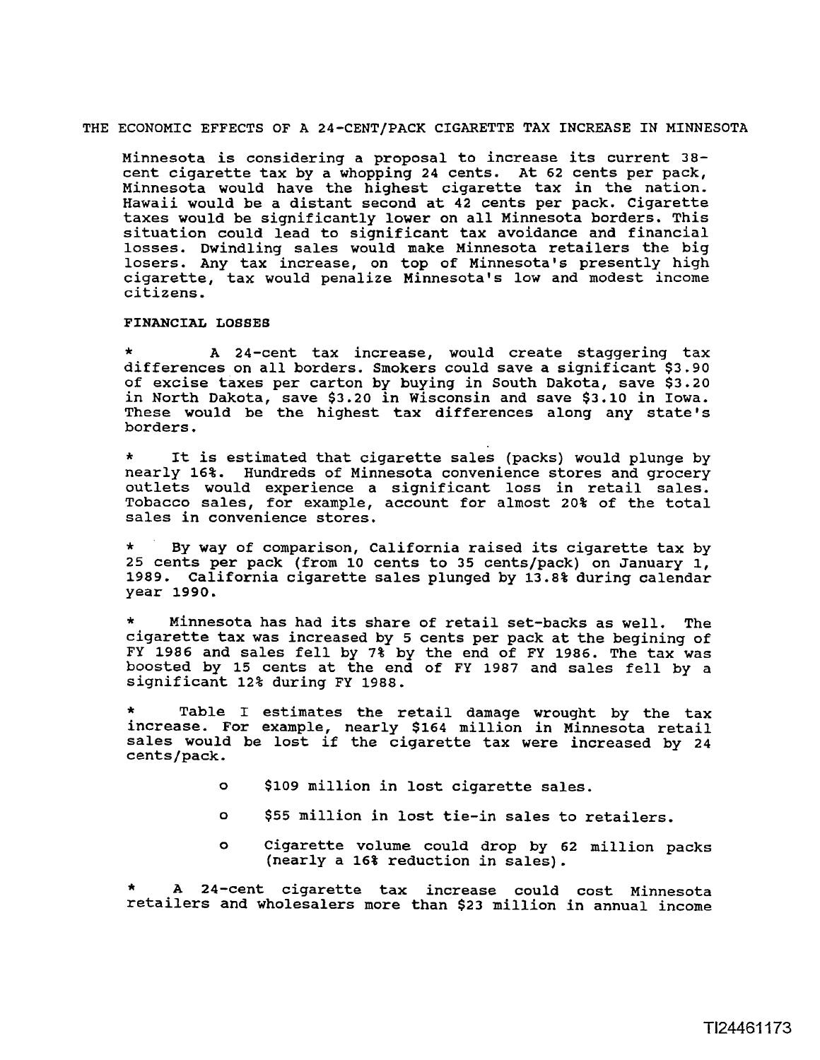# THE ECONOMIC EFFECTS OF A 24-CENT/PACK CIGARETTE TAX INCREASE IN MINNESOTA

Minnesota is considering a proposal to increase its current 38-cent cigarette tax by a whopping 24 cents. At 62 cents per pack, Minnesota would have the highest cigarette tax in the nation. Hawaii would be a distant second at 42 cents per pack. Cigarette taxes would be significantly lower on all Minnesota borders. This situation could lead to significant tax avoidance and financial losses. Dwindling sales would make Minnesota retailers the big losers. Any tax increase, on top of Minnesota's presently high cigarette, tax would penalize Minnesota's low and modest income citizens.

## FINANCIAL LOSSES

* A 24-cent tax increase, would create staggering tax differences on all borders. Smokers could save a significant $3.90 of excise taxes per carton by buying in South Dakota, save $3.20 in North Dakota, save $3.20 in Wisconsin and save $3.10 in Iowa. These would be the highest tax differences along any state's borders.

* It is estimated that cigarette sales (packs) would plunge by nearly 16%. Hundreds of Minnesota convenience stores and grocery outlets would experience a significant loss in retail sales. Tobacco sales, for example, account for almost 20% of the total sales in convenience stores.

* By way of comparison, California raised its cigarette tax by 25 cents per pack (from 10 cents to 35 cents/pack) on January 1, 1989. California cigarette sales plunged by 13.8% during calendar year 1990.

* Minnesota has had its share of retail set-backs as well. The cigarette tax was increased by 5 cents per pack at the begining of FY 1986 and sales fell by 7% by the end of FY 1986. The tax was boosted by 15 cents at the end of FY 1987 and sales fell by a significant 12% during FY 1988.

* Table I estimates the retail damage wrought by the tax increase. For example, nearly $164 million in Minnesota retail sales would be lost if the cigarette tax were increased by 24 cents/pack.

  - $109 million in lost cigarette sales.
  - $55 million in lost tie-in sales to retailers.
  - Cigarette volume could drop by 62 million packs (nearly a 16% reduction in sales).

* A 24-cent cigarette tax increase could cost Minnesota retailers and wholesalers more than $23 million in annual income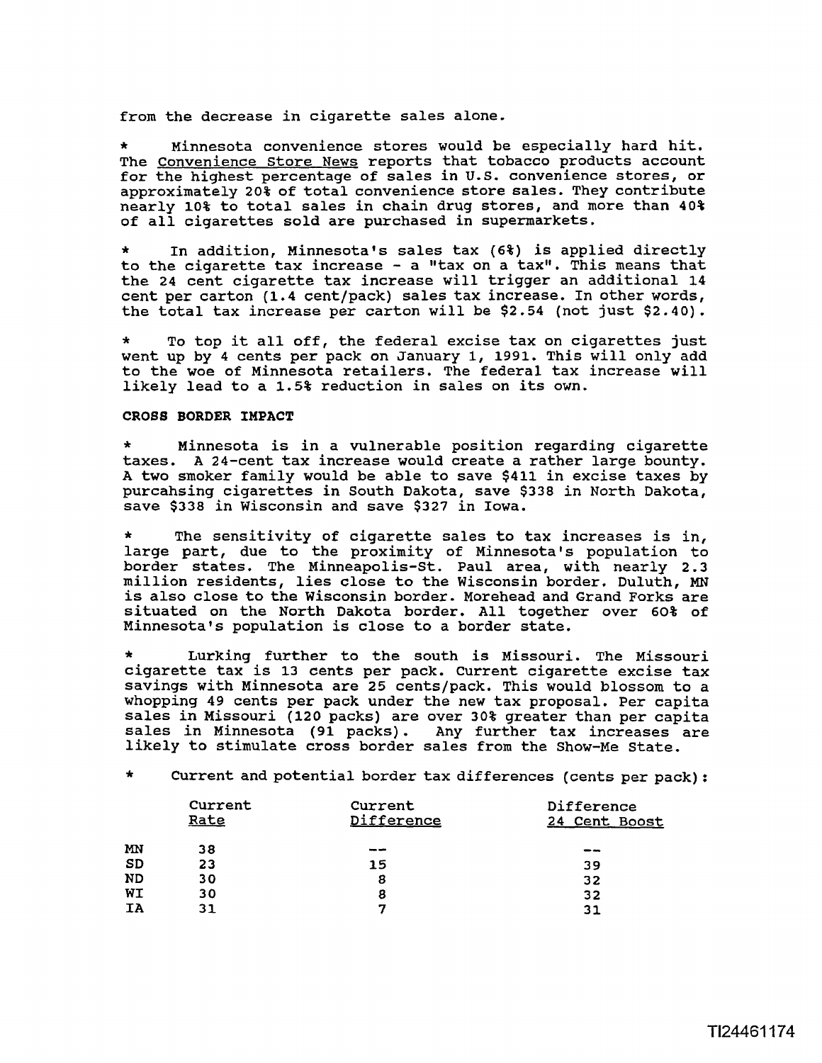from the decrease in cigarette sales alone.

* Minnesota convenience stores would be especially hard hit. The Convenience Store News reports that tobacco products account for the highest percentage of sales in U.S. convenience stores, or approximately 20% of total convenience store sales. They contribute nearly 10% to total sales in chain drug stores, and more than 40% of all cigarettes sold are purchased in supermarkets.

* In addition, Minnesota's sales tax (6%) is applied directly to the cigarette tax increase - a "tax on a tax". This means that the 24 cent cigarette tax increase will trigger an additional 14 cent per carton (1.4 cent/pack) sales tax increase. In other words, the total tax increase per carton will be $2.54 (not just $2.40).

* To top it all off, the federal excise tax on cigarettes just went up by 4 cents per pack on January 1, 1991. This will only add to the woe of Minnesota retailers. The federal tax increase will likely lead to a 1.5% reduction in sales on its own.

**CROSS BORDER IMPACT**

* Minnesota is in a vulnerable position regarding cigarette taxes. A 24-cent tax increase would create a rather large bounty. A two smoker family would be able to save $411 in excise taxes by purcahsing cigarettes in South Dakota, save $338 in North Dakota, save $338 in Wisconsin and save $327 in Iowa.

* The sensitivity of cigarette sales to tax increases is in, large part, due to the proximity of Minnesota's population to border states. The Minneapolis-St. Paul area, with nearly 2.3 million residents, lies close to the Wisconsin border. Duluth, MN is also close to the Wisconsin border. Morehead and Grand Forks are situated on the North Dakota border. All together over 60% of Minnesota's population is close to a border state.

* Lurking further to the south is Missouri. The Missouri cigarette tax is 13 cents per pack. Current cigarette excise tax savings with Minnesota are 25 cents/pack. This would blossom to a whopping 49 cents per pack under the new tax proposal. Per capita sales in Missouri (120 packs) are over 30% greater than per capita sales in Minnesota (91 packs). Any further tax increases are likely to stimulate cross border sales from the Show-Me State.

* Current and potential border tax differences (cents per pack):

| | Current Rate | Current Difference | Difference 24 Cent Boost |
|---|---|---|---|
| MN | 38 | -- | -- |
| SD | 23 | 15 | 39 |
| ND | 30 | 8 | 32 |
| WI | 30 | 8 | 32 |
| IA | 31 | 7 | 31 |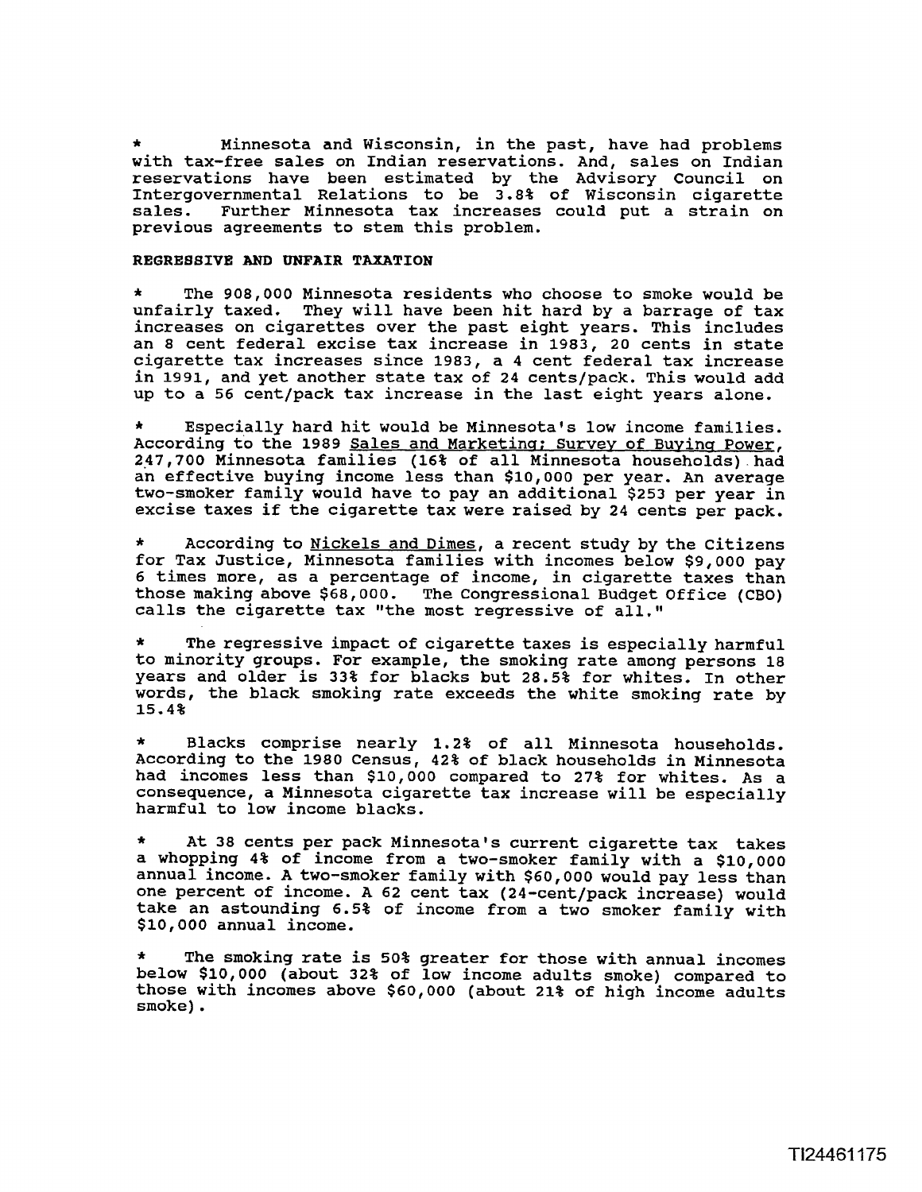* Minnesota and Wisconsin, in the past, have had problems with tax-free sales on Indian reservations. And, sales on Indian reservations have been estimated by the Advisory Council on Intergovernmental Relations to be 3.8% of Wisconsin cigarette sales. Further Minnesota tax increases could put a strain on previous agreements to stem this problem.

**REGRESSIVE AND UNFAIR TAXATION**

* The 908,000 Minnesota residents who choose to smoke would be unfairly taxed. They will have been hit hard by a barrage of tax increases on cigarettes over the past eight years. This includes an 8 cent federal excise tax increase in 1983, 20 cents in state cigarette tax increases since 1983, a 4 cent federal tax increase in 1991, and yet another state tax of 24 cents/pack. This would add up to a 56 cent/pack tax increase in the last eight years alone.

* Especially hard hit would be Minnesota's low income families. According to the 1989 <u>Sales and Marketing; Survey of Buying Power</u>, 247,700 Minnesota families (16% of all Minnesota households) had an effective buying income less than $10,000 per year. An average two-smoker family would have to pay an additional $253 per year in excise taxes if the cigarette tax were raised by 24 cents per pack.

* According to <u>Nickels and Dimes</u>, a recent study by the Citizens for Tax Justice, Minnesota families with incomes below $9,000 pay 6 times more, as a percentage of income, in cigarette taxes than those making above $68,000. The Congressional Budget Office (CBO) calls the cigarette tax "the most regressive of all."

* The regressive impact of cigarette taxes is especially harmful to minority groups. For example, the smoking rate among persons 18 years and older is 33% for blacks but 28.5% for whites. In other words, the black smoking rate exceeds the white smoking rate by 15.4%

* Blacks comprise nearly 1.2% of all Minnesota households. According to the 1980 Census, 42% of black households in Minnesota had incomes less than $10,000 compared to 27% for whites. As a consequence, a Minnesota cigarette tax increase will be especially harmful to low income blacks.

* At 38 cents per pack Minnesota's current cigarette tax takes a whopping 4% of income from a two-smoker family with a $10,000 annual income. A two-smoker family with $60,000 would pay less than one percent of income. A 62 cent tax (24-cent/pack increase) would take an astounding 6.5% of income from a two smoker family with $10,000 annual income.

* The smoking rate is 50% greater for those with annual incomes below $10,000 (about 32% of low income adults smoke) compared to those with incomes above $60,000 (about 21% of high income adults smoke).

TI24461175